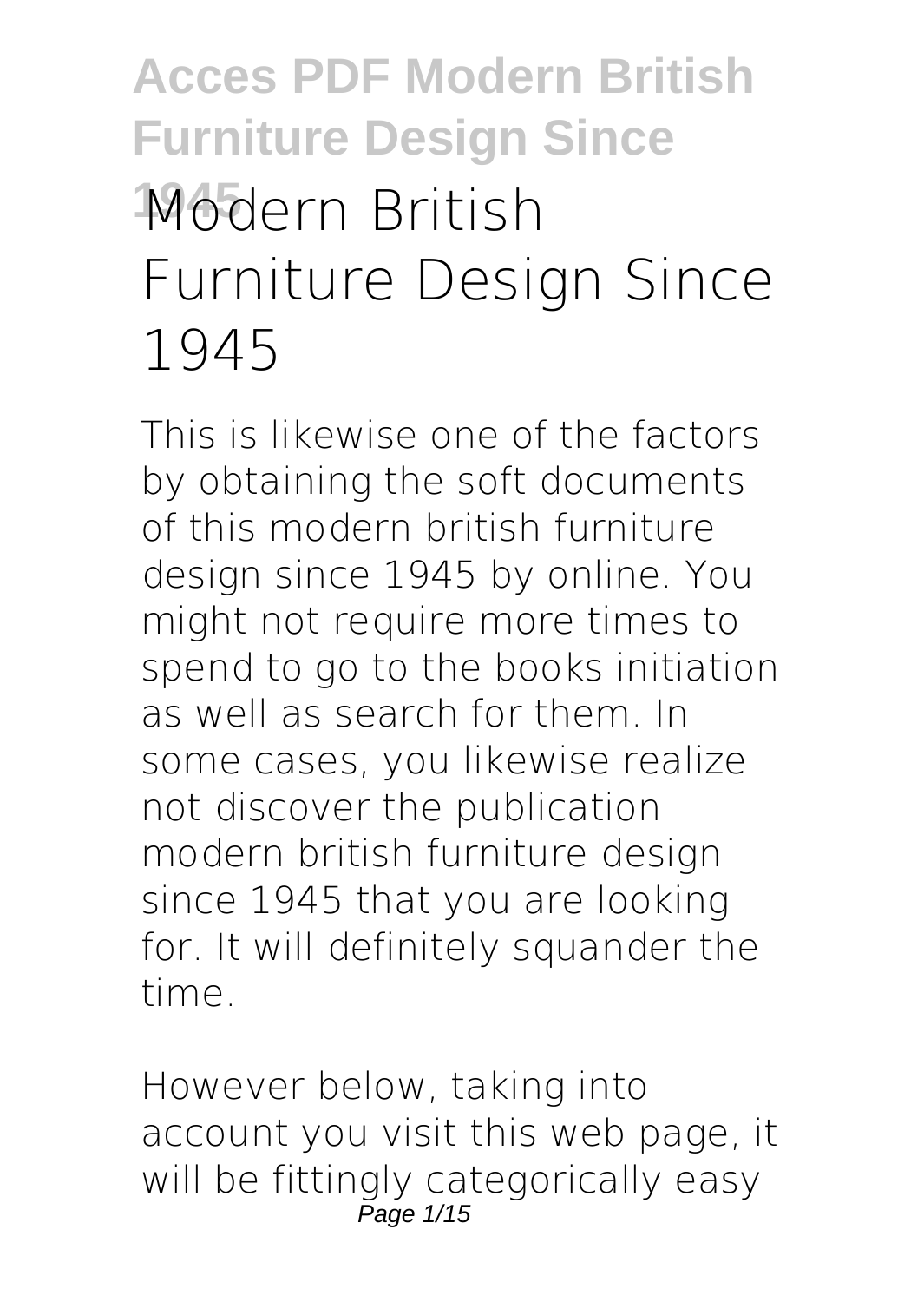# Modern British Furniture Design Since 1945

This is likewise one of the factors by obtaining the soft documents of this modern british furniture design since 1945 by online. You might not require more times to spend to go to the books initiation as well as search for them. In some cases, you likewise realize not discover the publication modern british furniture design since 1945 that you are looking for. It will definitely squander the time.

However below, taking into account you visit this web page, it will be fittingly categorically easy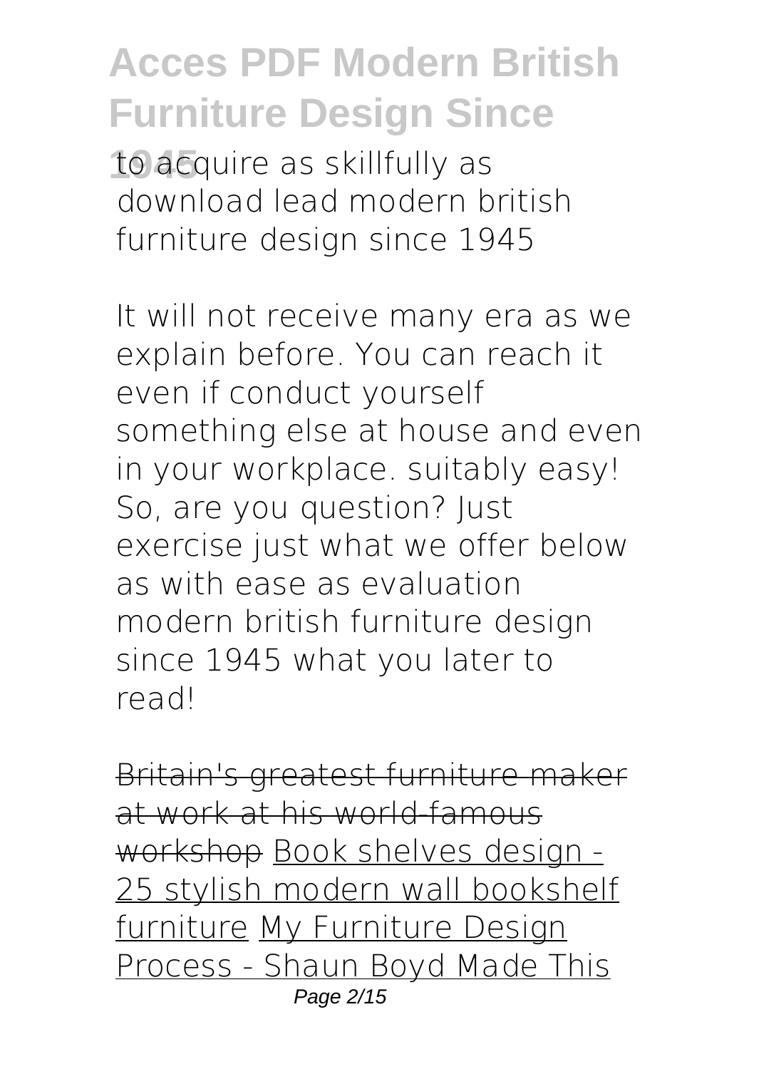to acquire as skillfully as download lead modern british furniture design since 1945

It will not receive many era as we explain before. You can reach it even if conduct yourself something else at house and even in your workplace. suitably easy! So, are you question? Just exercise just what we offer below as with ease as evaluation modern british furniture design since 1945 what you later to read!

~~Britain's greatest furniture maker at work at his world-famous workshop~~ Book shelves design - 25 stylish modern wall bookshelf furniture My Furniture Design Process - Shaun Boyd Made This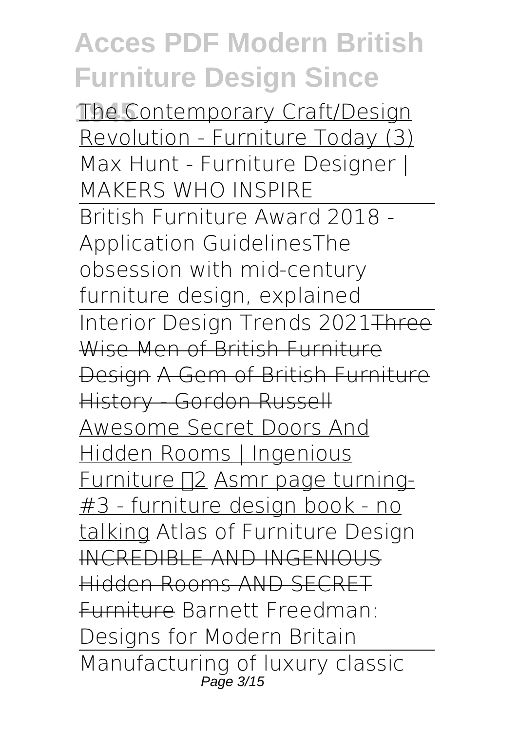The Contemporary Craft/Design Revolution - Furniture Today (3) Max Hunt - Furniture Designer | MAKERS WHO INSPIRE

British Furniture Award 2018 - Application GuidelinesThe obsession with mid-century furniture design, explained

Interior Design Trends 2021~~Three Wise Men of British Furniture Design~~ ~~A Gem of British Furniture History - Gordon Russell~~ Awesome Secret Doors And Hidden Rooms | Ingenious Furniture ▶2 Asmr page turning-#3 - furniture design book - no talking Atlas of Furniture Design ~~INCREDIBLE AND INGENIOUS Hidden Rooms AND SECRET Furniture~~ Barnett Freedman: Designs for Modern Britain

Manufacturing of luxury classic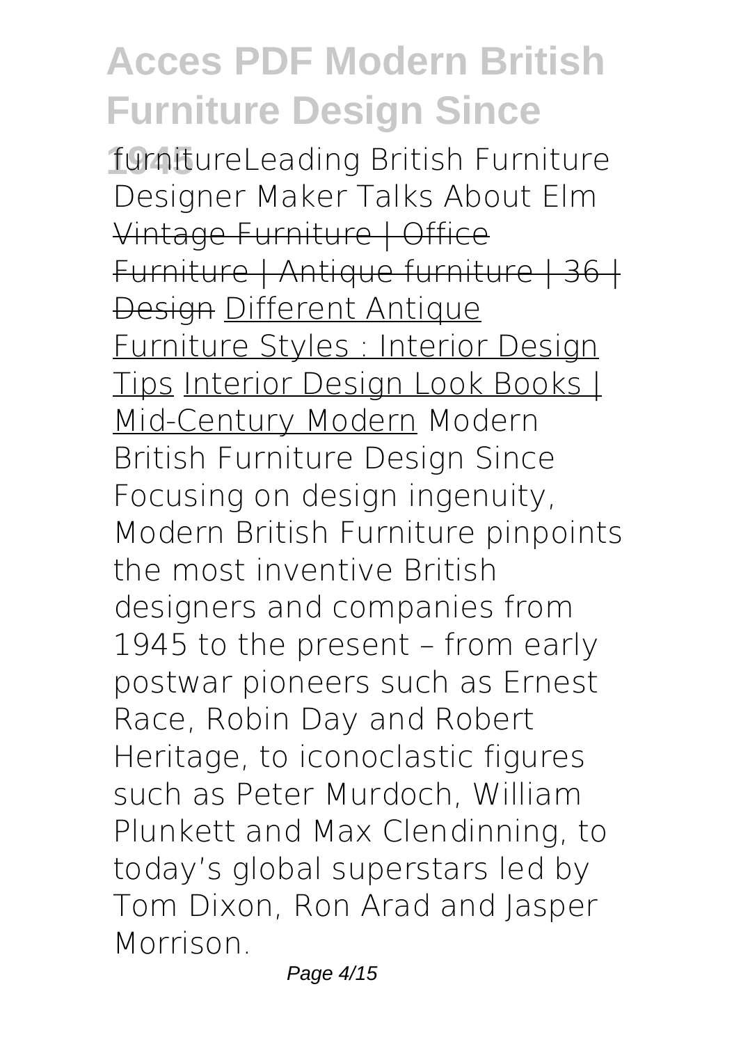furnitureLeading British Furniture Designer Maker Talks About Elm Vintage Furniture | Office Furniture | Antique furniture | 36 | Design Different Antique Furniture Styles : Interior Design Tips Interior Design Look Books | Mid-Century Modern Modern British Furniture Design Since

Focusing on design ingenuity, Modern British Furniture pinpoints the most inventive British designers and companies from 1945 to the present – from early postwar pioneers such as Ernest Race, Robin Day and Robert Heritage, to iconoclastic figures such as Peter Murdoch, William Plunkett and Max Clendinning, to today's global superstars led by Tom Dixon, Ron Arad and Jasper Morrison.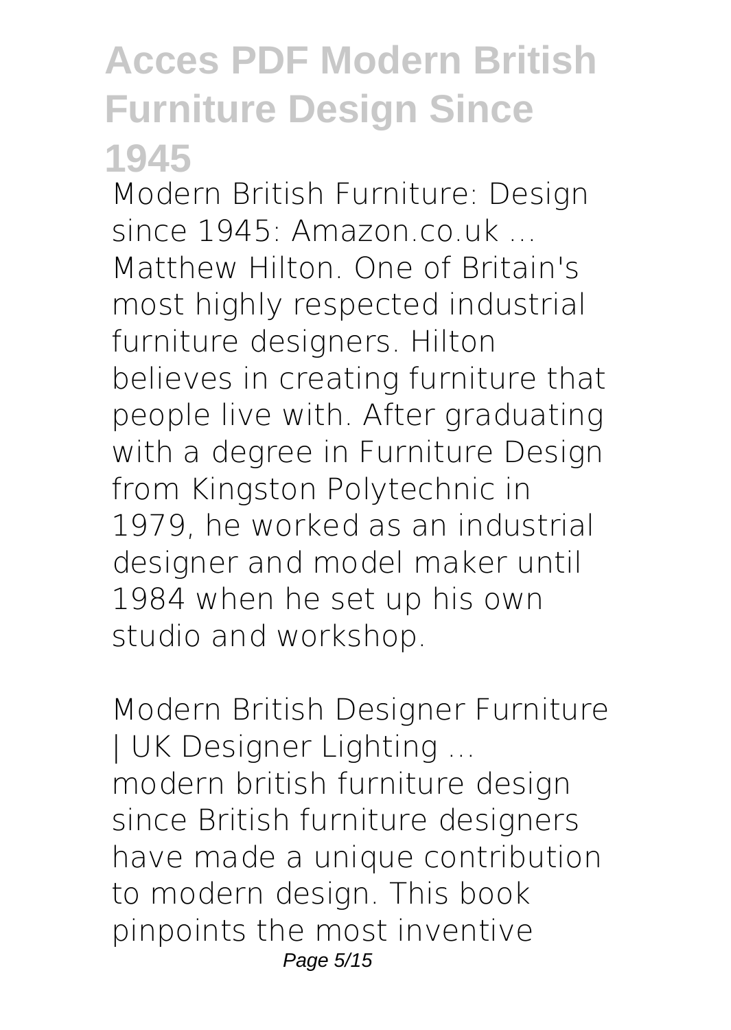**Modern British Furniture: Design since 1945: Amazon.co.uk ...**

Matthew Hilton. One of Britain's most highly respected industrial furniture designers. Hilton believes in creating furniture that people live with. After graduating with a degree in Furniture Design from Kingston Polytechnic in 1979, he worked as an industrial designer and model maker until 1984 when he set up his own studio and workshop.

**Modern British Designer Furniture | UK Designer Lighting ...**

modern british furniture design since British furniture designers have made a unique contribution to modern design. This book pinpoints the most inventive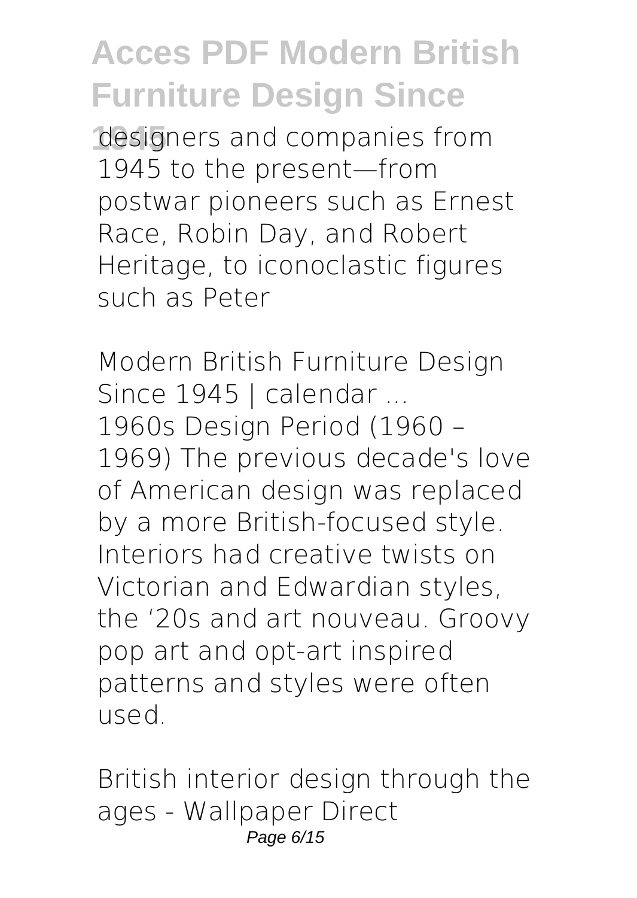designers and companies from 1945 to the present—from postwar pioneers such as Ernest Race, Robin Day, and Robert Heritage, to iconoclastic figures such as Peter

*Modern British Furniture Design Since 1945 | calendar ...*

1960s Design Period (1960 – 1969) The previous decade's love of American design was replaced by a more British-focused style. Interiors had creative twists on Victorian and Edwardian styles, the '20s and art nouveau. Groovy pop art and opt-art inspired patterns and styles were often used.

*British interior design through the ages - Wallpaper Direct*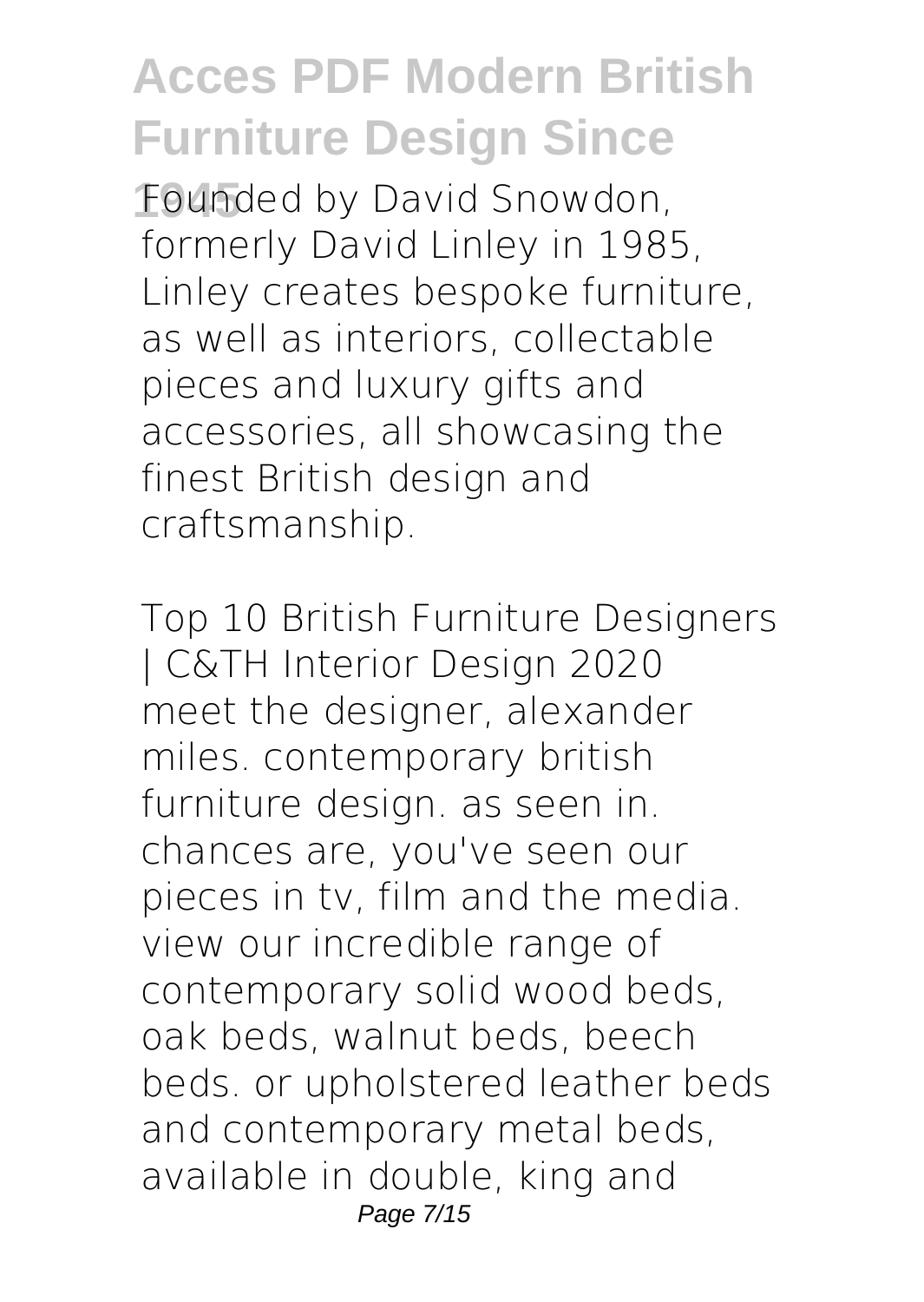Founded by David Snowdon, formerly David Linley in 1985, Linley creates bespoke furniture, as well as interiors, collectable pieces and luxury gifts and accessories, all showcasing the finest British design and craftsmanship.

Top 10 British Furniture Designers | C&TH Interior Design 2020
meet the designer, alexander miles. contemporary british furniture design. as seen in. chances are, you've seen our pieces in tv, film and the media. view our incredible range of contemporary solid wood beds, oak beds, walnut beds, beech beds. or upholstered leather beds and contemporary metal beds, available in double, king and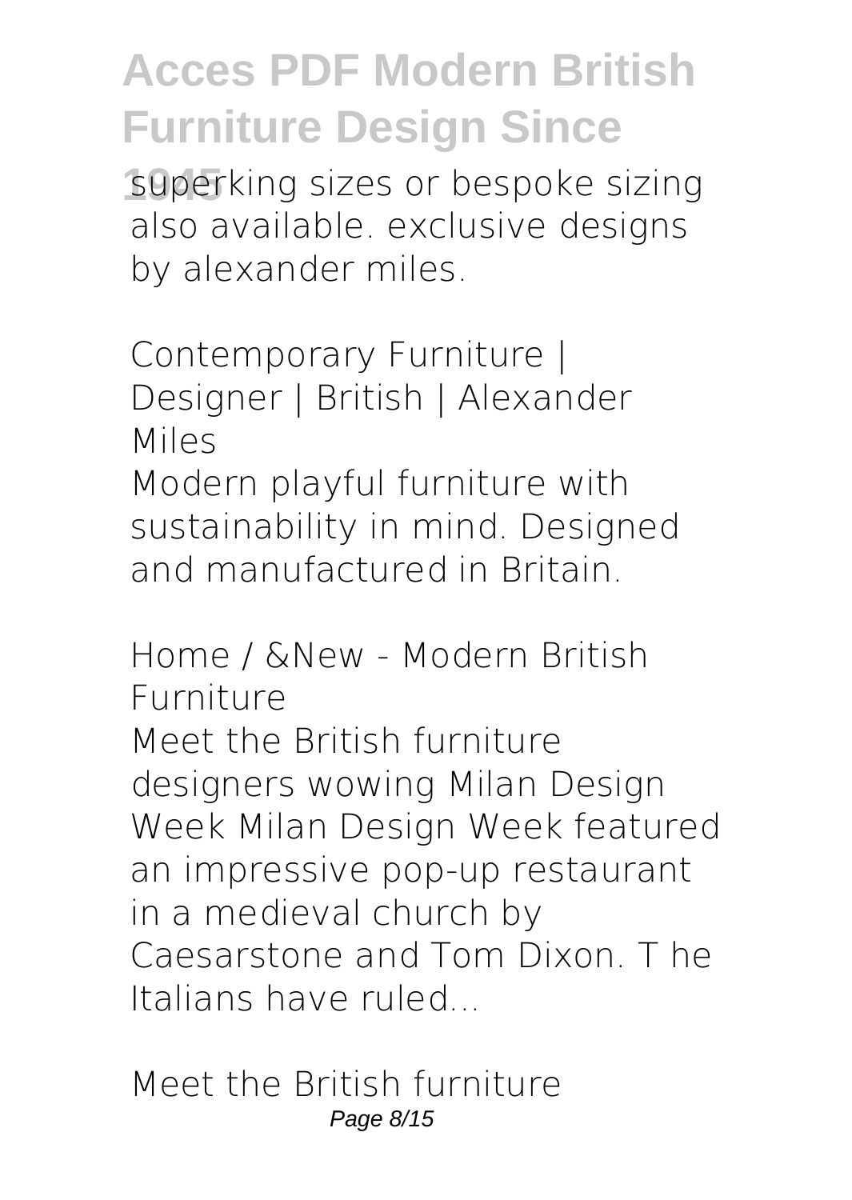superking sizes or bespoke sizing also available. exclusive designs by alexander miles.

*Contemporary Furniture | Designer | British | Alexander Miles*

Modern playful furniture with sustainability in mind. Designed and manufactured in Britain.

*Home / &New - Modern British Furniture*

Meet the British furniture designers wowing Milan Design Week Milan Design Week featured an impressive pop-up restaurant in a medieval church by Caesarstone and Tom Dixon. T he Italians have ruled...

*Meet the British furniture*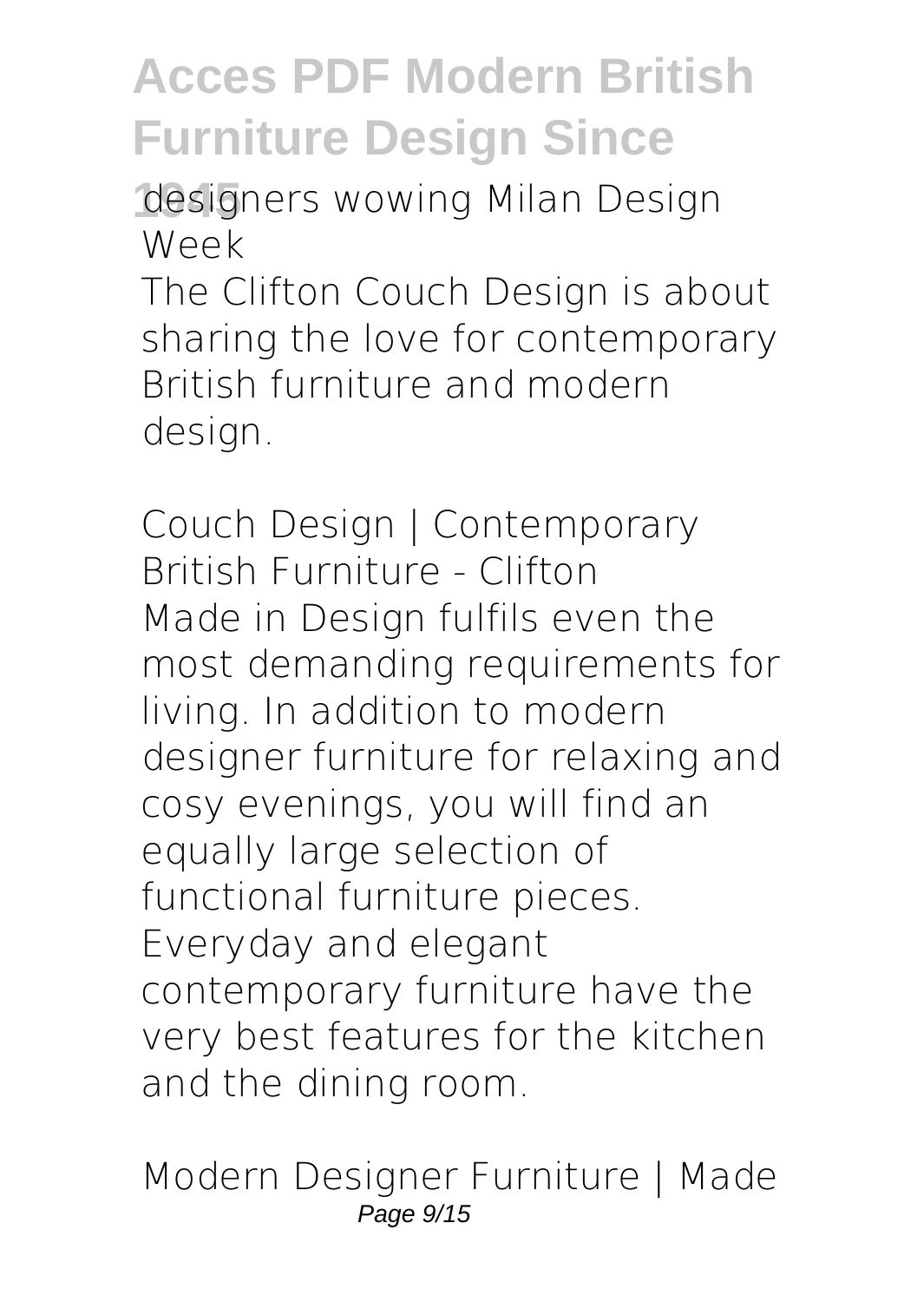*designers wowing Milan Design Week*

The Clifton Couch Design is about sharing the love for contemporary British furniture and modern design.

*Couch Design | Contemporary British Furniture - Clifton*

Made in Design fulfils even the most demanding requirements for living. In addition to modern designer furniture for relaxing and cosy evenings, you will find an equally large selection of functional furniture pieces. Everyday and elegant contemporary furniture have the very best features for the kitchen and the dining room.

*Modern Designer Furniture | Made*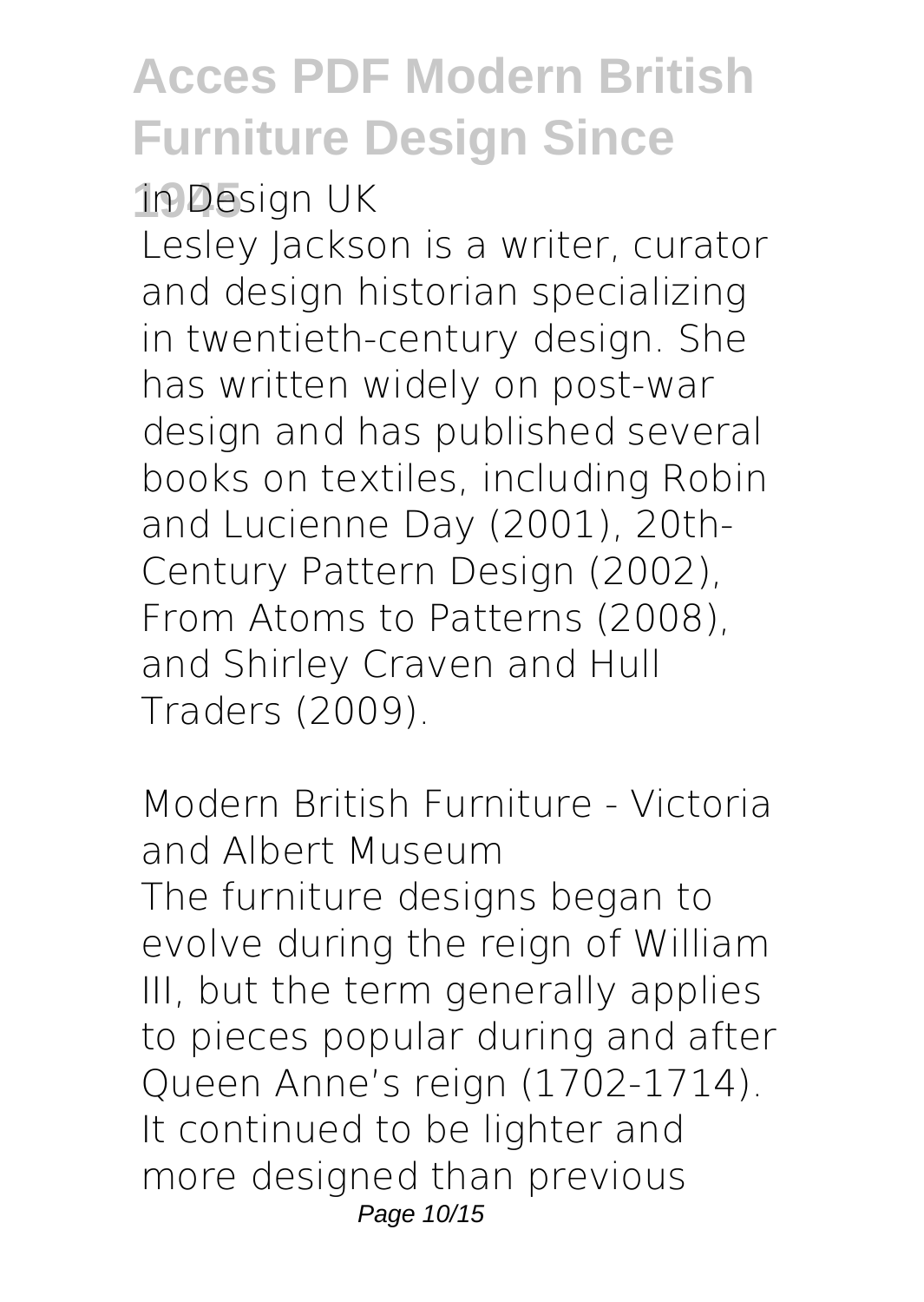in Design UK

Lesley Jackson is a writer, curator and design historian specializing in twentieth-century design. She has written widely on post-war design and has published several books on textiles, including Robin and Lucienne Day (2001), 20th-Century Pattern Design (2002), From Atoms to Patterns (2008), and Shirley Craven and Hull Traders (2009).

**Modern British Furniture - Victoria and Albert Museum**

The furniture designs began to evolve during the reign of William III, but the term generally applies to pieces popular during and after Queen Anne's reign (1702-1714). It continued to be lighter and more designed than previous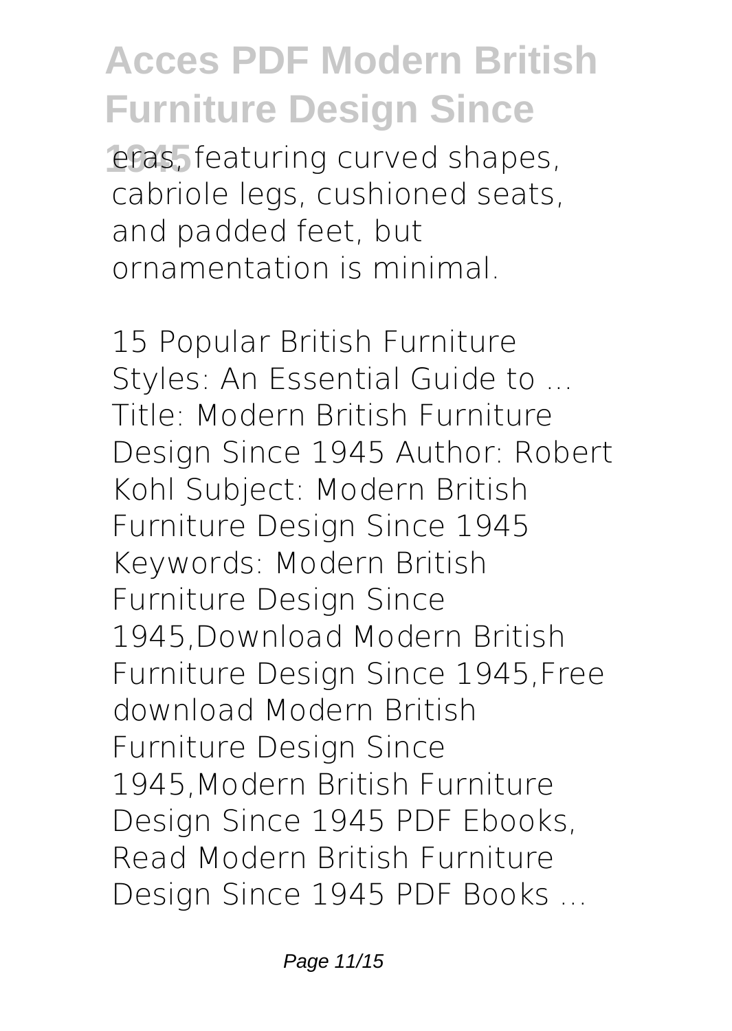eras, featuring curved shapes, cabriole legs, cushioned seats, and padded feet, but ornamentation is minimal.

**15 Popular British Furniture Styles: An Essential Guide to ...**
Title: Modern British Furniture Design Since 1945 Author: Robert Kohl Subject: Modern British Furniture Design Since 1945 Keywords: Modern British Furniture Design Since 1945,Download Modern British Furniture Design Since 1945,Free download Modern British Furniture Design Since 1945,Modern British Furniture Design Since 1945 PDF Ebooks, Read Modern British Furniture Design Since 1945 PDF Books ...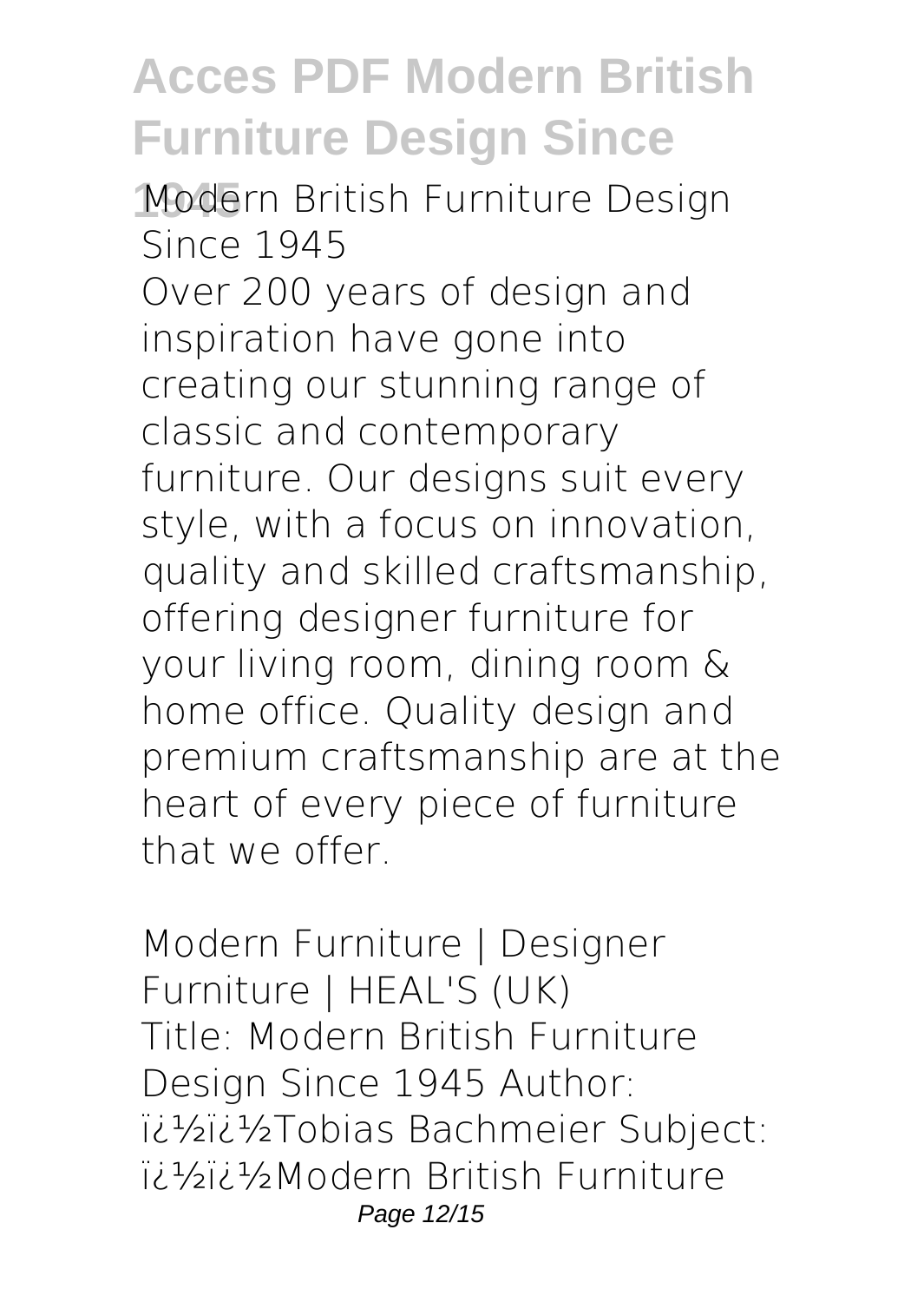**Modern British Furniture Design Since 1945**

Over 200 years of design and inspiration have gone into creating our stunning range of classic and contemporary furniture. Our designs suit every style, with a focus on innovation, quality and skilled craftsmanship, offering designer furniture for your living room, dining room & home office. Quality design and premium craftsmanship are at the heart of every piece of furniture that we offer.

**Modern Furniture | Designer Furniture | HEAL'S (UK)**

Title: Modern British Furniture Design Since 1945 Author: ï¿½ï¿½Tobias Bachmeier Subject: ï¿½ï¿½Modern British Furniture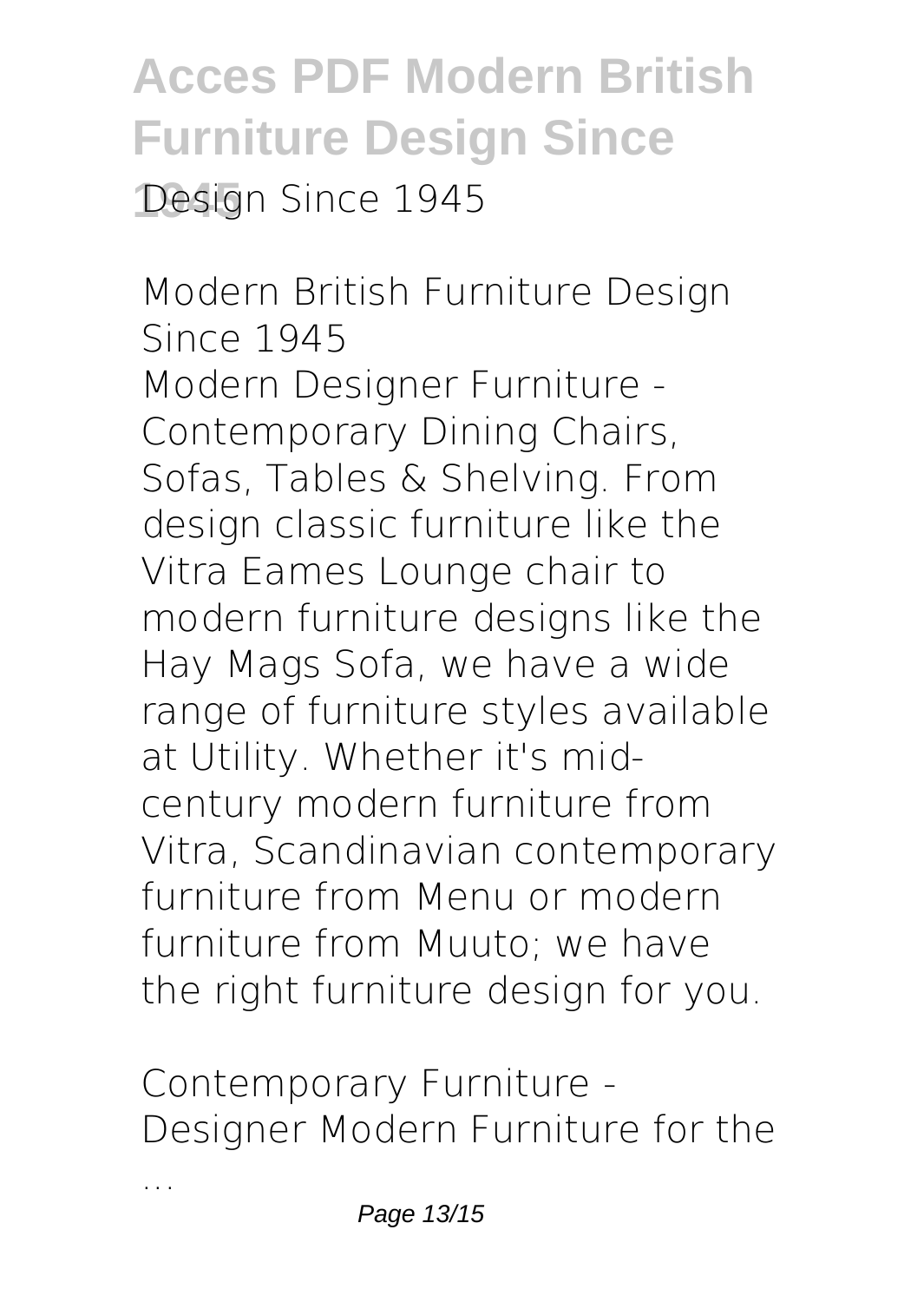Design Since 1945

*Modern British Furniture Design Since 1945*

Modern Designer Furniture - Contemporary Dining Chairs, Sofas, Tables & Shelving. From design classic furniture like the Vitra Eames Lounge chair to modern furniture designs like the Hay Mags Sofa, we have a wide range of furniture styles available at Utility. Whether it's mid-century modern furniture from Vitra, Scandinavian contemporary furniture from Menu or modern furniture from Muuto; we have the right furniture design for you.

*Contemporary Furniture - Designer Modern Furniture for the ...*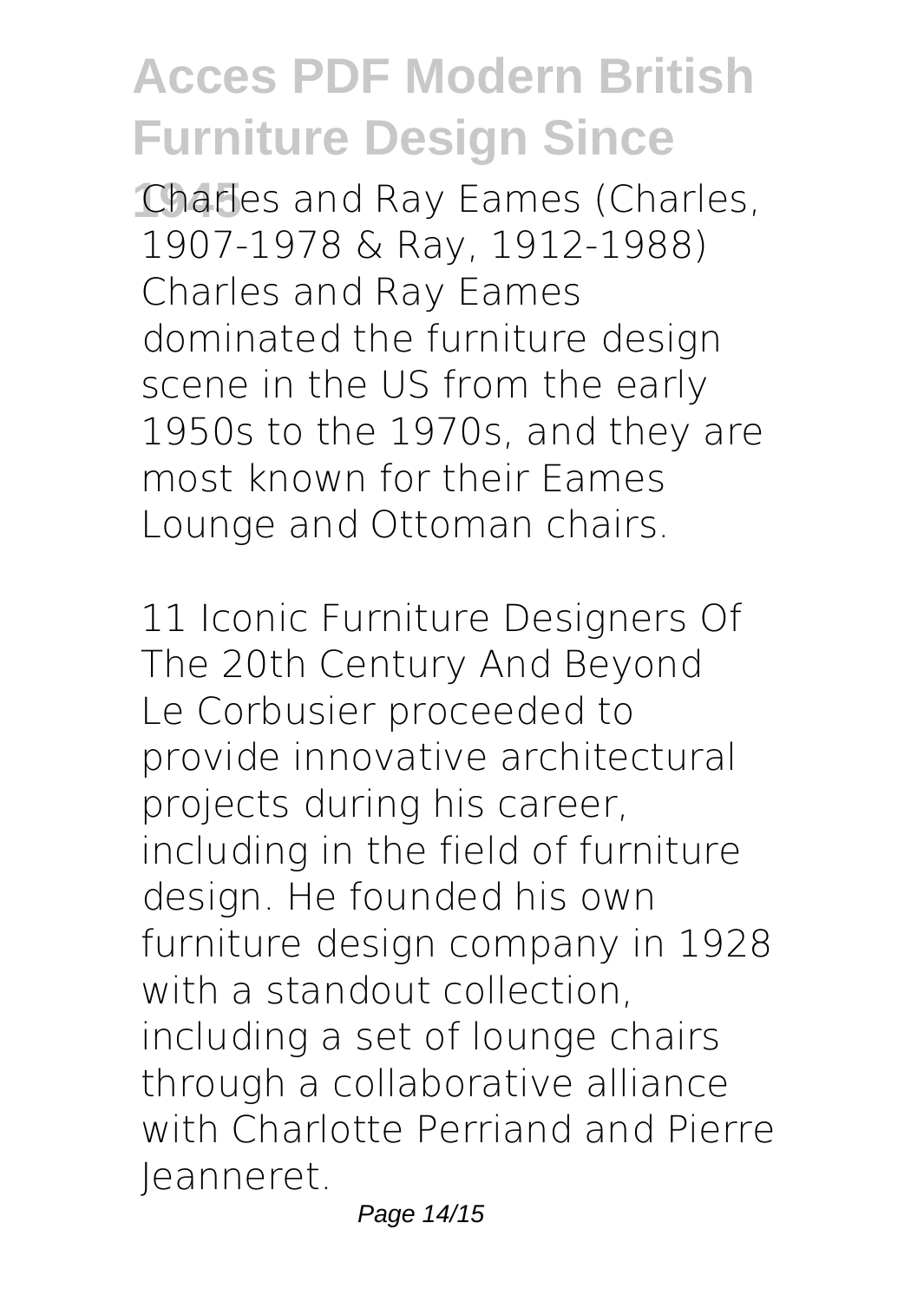Charles and Ray Eames (Charles, 1907-1978 & Ray, 1912-1988) Charles and Ray Eames dominated the furniture design scene in the US from the early 1950s to the 1970s, and they are most known for their Eames Lounge and Ottoman chairs.

11 Iconic Furniture Designers Of The 20th Century And Beyond

Le Corbusier proceeded to provide innovative architectural projects during his career, including in the field of furniture design. He founded his own furniture design company in 1928 with a standout collection, including a set of lounge chairs through a collaborative alliance with Charlotte Perriand and Pierre Jeanneret.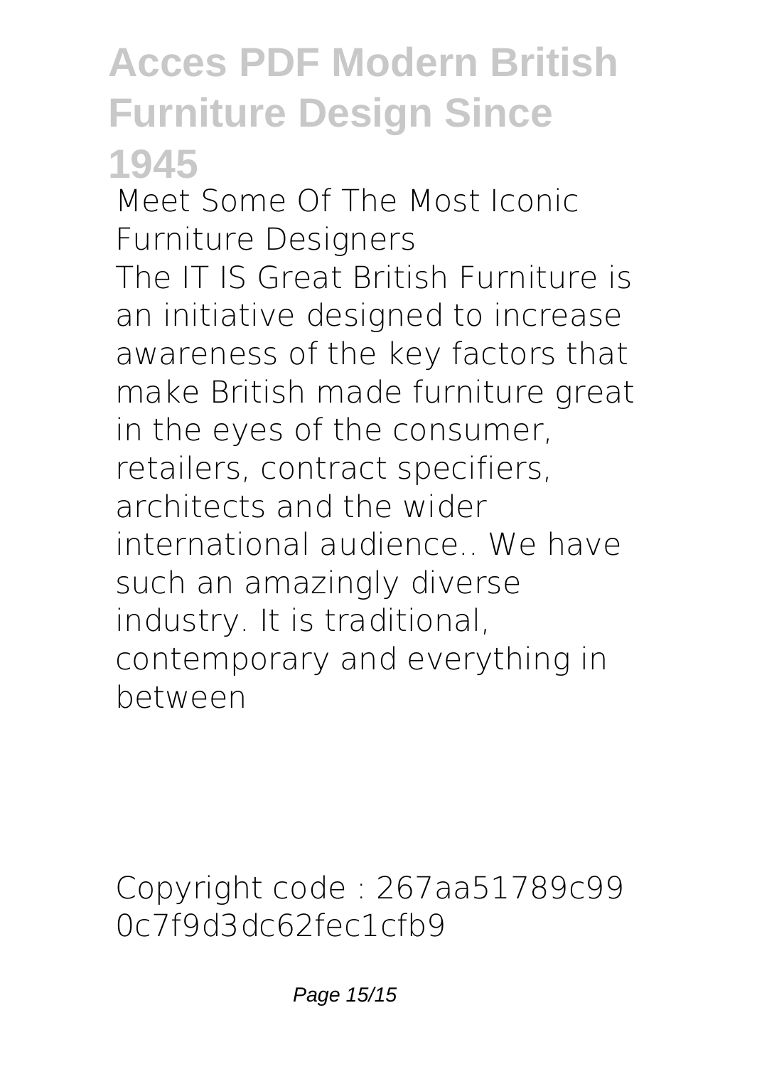**Meet Some Of The Most Iconic Furniture Designers**

The IT IS Great British Furniture is an initiative designed to increase awareness of the key factors that make British made furniture great in the eyes of the consumer, retailers, contract specifiers, architects and the wider international audience.. We have such an amazingly diverse industry. It is traditional, contemporary and everything in between

Copyright code : 267aa51789c990c7f9d3dc62fec1cfb9